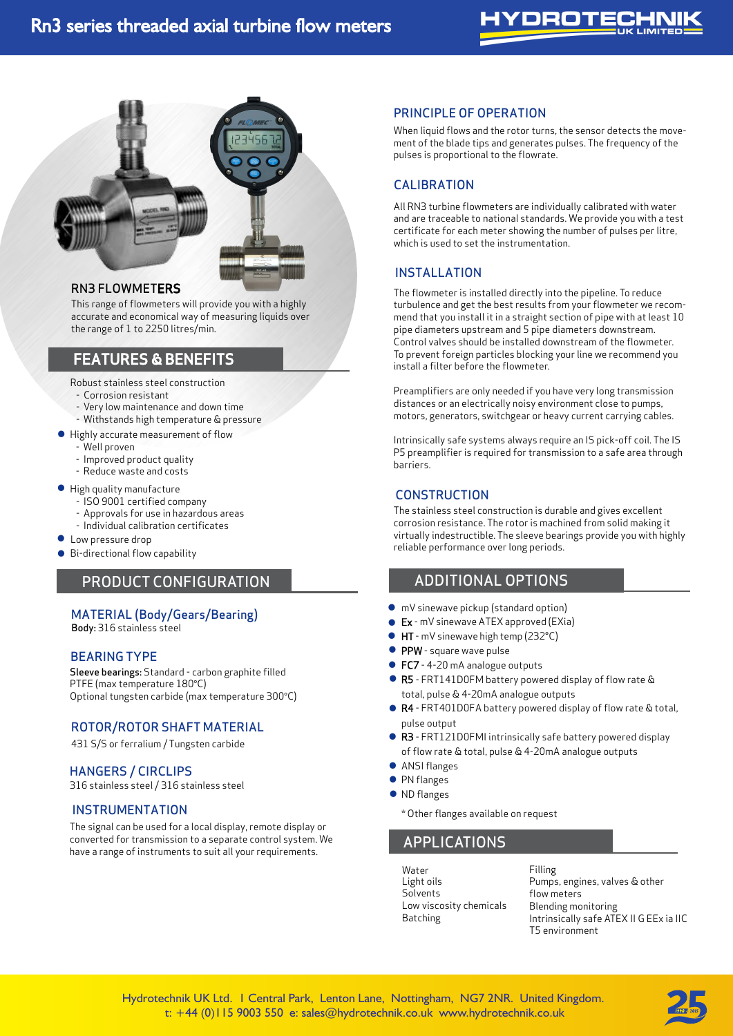# Rn3 series threaded axial turbine flow meters

## RN3 FLOWMETERS

This range of flowmeters will provide you with a highly accurate and economical way of measuring liquids over the range of 1 to 2250 litres/min.

## FEATURES & BENEFITS

- Robust stainless steel construction
  - Corrosion resistant
  - Very low maintenance and down time
  - Withstands high temperature & pressure
- Highly accurate measurement of flow
  - Well proven
  - Improved product quality
  - Reduce waste and costs
- High quality manufacture
  - ISO 9001 certified company
  - Approvals for use in hazardous areas
  - Individual calibration certificates
- Low pressure drop
- Bi-directional flow capability

## PRODUCT CONFIGURATION

### MATERIAL (Body/Gears/Bearing)

**Body:** 316 stainless steel

### BEARING TYPE

**Sleeve bearings:** Standard - carbon graphite filled PTFE (max temperature 180°C)
Optional tungsten carbide (max temperature 300°C)

### ROTOR/ROTOR SHAFT MATERIAL

431 S/S or ferralium / Tungsten carbide

### HANGERS / CIRCLIPS

316 stainless steel / 316 stainless steel

### INSTRUMENTATION

The signal can be used for a local display, remote display or converted for transmission to a separate control system. We have a range of instruments to suit all your requirements.

## PRINCIPLE OF OPERATION

When liquid flows and the rotor turns, the sensor detects the movement of the blade tips and generates pulses. The frequency of the pulses is proportional to the flowrate.

## CALIBRATION

All RN3 turbine flowmeters are individually calibrated with water and are traceable to national standards. We provide you with a test certificate for each meter showing the number of pulses per litre, which is used to set the instrumentation.

## INSTALLATION

The flowmeter is installed directly into the pipeline. To reduce turbulence and get the best results from your flowmeter we recommend that you install it in a straight section of pipe with at least 10 pipe diameters upstream and 5 pipe diameters downstream. Control valves should be installed downstream of the flowmeter. To prevent foreign particles blocking your line we recommend you install a filter before the flowmeter.

Preamplifiers are only needed if you have very long transmission distances or an electrically noisy environment close to pumps, motors, generators, switchgear or heavy current carrying cables.

Intrinsically safe systems always require an IS pick-off coil. The IS P5 preamplifier is required for transmission to a safe area through barriers.

## CONSTRUCTION

The stainless steel construction is durable and gives excellent corrosion resistance. The rotor is machined from solid making it virtually indestructible. The sleeve bearings provide you with highly reliable performance over long periods.

## ADDITIONAL OPTIONS

- mV sinewave pickup (standard option)
- **Ex** - mV sinewave ATEX approved (EXia)
- **HT** - mV sinewave high temp (232°C)
- **PPW** - square wave pulse
- **FC7** - 4-20 mA analogue outputs
- **R5** - FRT141D0FM battery powered display of flow rate & total, pulse & 4-20mA analogue outputs
- **R4** - FRT401D0FA battery powered display of flow rate & total, pulse output
- **R3** - FRT121D0FMI intrinsically safe battery powered display of flow rate & total, pulse & 4-20mA analogue outputs
- ANSI flanges
- PN flanges
- ND flanges

\* Other flanges available on request

## APPLICATIONS

- Water
- Light oils
- Solvents
- Low viscosity chemicals
- Batching
- Filling
- Pumps, engines, valves & other flow meters
- Blending monitoring
- Intrinsically safe ATEX II G EEx ia IIC T5 environment

Hydrotechnik UK Ltd. 1 Central Park, Lenton Lane, Nottingham, NG7 2NR. United Kingdom.
t: +44 (0)115 9003 550 e: sales@hydrotechnik.co.uk www.hydrotechnik.co.uk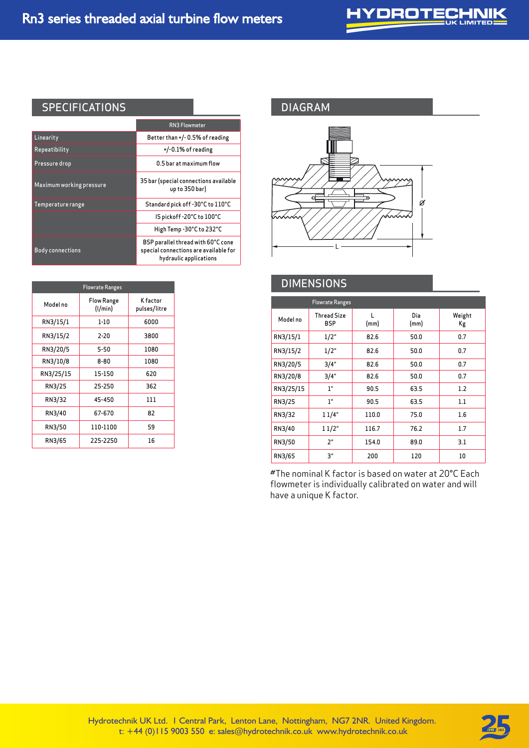# Rn3 series threaded axial turbine flow meters

## SPECIFICATIONS

| | RN3 Flowmeter |
|---|---|
| Linearity | Better than +/- 0.5% of reading |
| Repeatibility | +/-0.1% of reading |
| Pressure drop | 0.5 bar at maximum flow |
| Maximum working pressure | 35 bar (special connections available up to 350 bar) |
| Temperature range | Standard pick off -30°C to 110°C |
| | IS pickoff -20°C to 100°C |
| | High Temp -30°C to 232°C |
| Body connections | BSP parallel thread with 60°C cone special connections are available for hydraulic applications |

| Flowrate Ranges | | |
|---|---|---|
| Model no | Flow Range (l/min) | K factor pulses/litre |
| RN3/15/1 | 1-10 | 6000 |
| RN3/15/2 | 2-20 | 3800 |
| RN3/20/5 | 5-50 | 1080 |
| RN3/10/8 | 8-80 | 1080 |
| RN3/25/15 | 15-150 | 620 |
| RN3/25 | 25-250 | 362 |
| RN3/32 | 45-450 | 111 |
| RN3/40 | 67-670 | 82 |
| RN3/50 | 110-1100 | 59 |
| RN3/65 | 225-2250 | 16 |

## DIAGRAM

Ø

L

## DIMENSIONS

| Flowrate Ranges | | | | |
|---|---|---|---|---|
| Model no | Thread Size BSP | L (mm) | Dia (mm) | Weight Kg |
| RN3/15/1 | 1/2" | 82.6 | 50.0 | 0.7 |
| RN3/15/2 | 1/2" | 82.6 | 50.0 | 0.7 |
| RN3/20/5 | 3/4" | 82.6 | 50.0 | 0.7 |
| RN3/20/8 | 3/4" | 82.6 | 50.0 | 0.7 |
| RN3/25/15 | 1" | 90.5 | 63.5 | 1.2 |
| RN3/25 | 1" | 90.5 | 63.5 | 1.1 |
| RN3/32 | 1 1/4" | 110.0 | 75.0 | 1.6 |
| RN3/40 | 1 1/2" | 116.7 | 76.2 | 1.7 |
| RN3/50 | 2" | 154.0 | 89.0 | 3.1 |
| RN3/65 | 3" | 200 | 120 | 10 |

#The nominal K factor is based on water at 20°C Each flowmeter is individually calibrated on water and will have a unique K factor.

Hydrotechnik UK Ltd. 1 Central Park, Lenton Lane, Nottingham, NG7 2NR. United Kingdom.
t: +44 (0)115 9003 550 e: sales@hydrotechnik.co.uk www.hydrotechnik.co.uk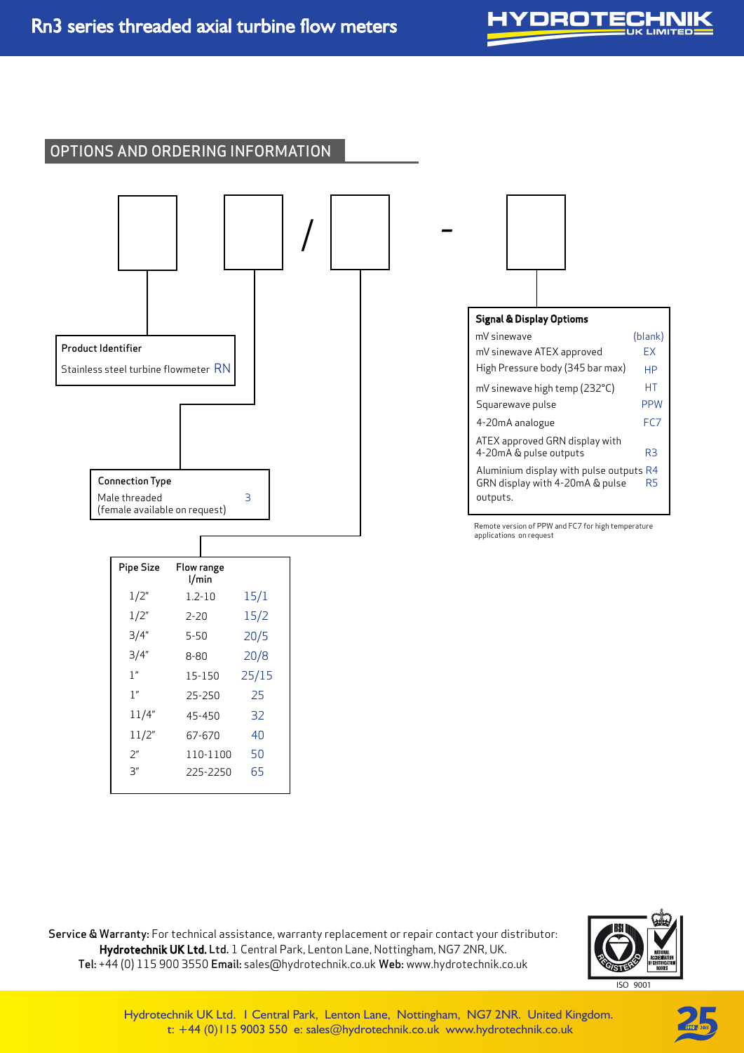## OPTIONS AND ORDERING INFORMATION

[ ] [ ] / [ ] - [ ]

**Product Identifier**

| | |
|---|---|
| Stainless steel turbine flowmeter | RN |

**Connection Type**

| | |
|---|---|
| Male threaded (female available on request) | 3 |

| Pipe Size | Flow range l/min | |
|---|---|---|
| 1/2" | 1.2-10 | 15/1 |
| 1/2" | 2-20 | 15/2 |
| 3/4" | 5-50 | 20/5 |
| 3/4" | 8-80 | 20/8 |
| 1" | 15-150 | 25/15 |
| 1" | 25-250 | 25 |
| 11/4" | 45-450 | 32 |
| 11/2" | 67-670 | 40 |
| 2" | 110-1100 | 50 |
| 3" | 225-2250 | 65 |

**Signal & Display Optioms**

| | |
|---|---|
| mV sinewave | (blank) |
| mV sinewave ATEX approved | EX |
| High Pressure body (345 bar max) | HP |
| mV sinewave high temp (232°C) | HT |
| Squarewave pulse | PPW |
| 4-20mA analogue | FC7 |
| ATEX approved GRN display with 4-20mA & pulse outputs | R3 |
| Aluminium display with pulse outputs | R4 |
| GRN display with 4-20mA & pulse outputs. | R5 |

Remote version of PPW and FC7 for high temperature applications on request

**Service & Warranty:** For technical assistance, warranty replacement or repair contact your distributor:
**Hydrotechnik UK Ltd.** 1 Central Park, Lenton Lane, Nottingham, NG7 2NR, UK.
**Tel:** +44 (0) 115 900 3550 **Email:** sales@hydrotechnik.co.uk **Web:** www.hydrotechnik.co.uk

ISO 9001